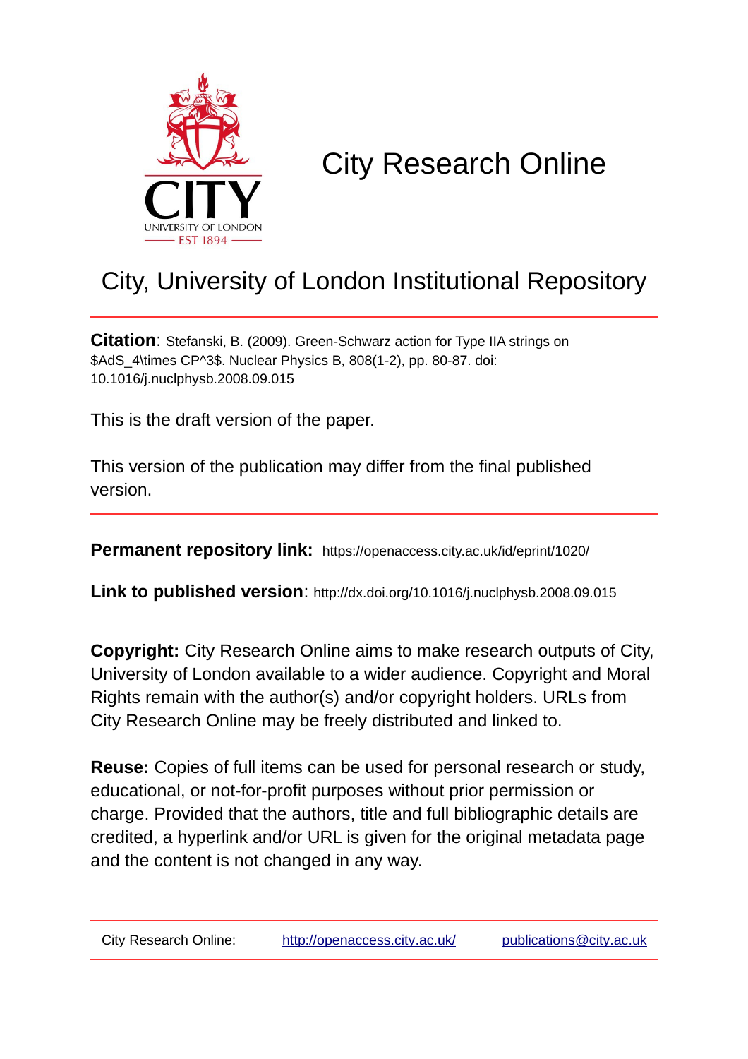# City Research Online

## City, University of London Institutional Repository

**Citation**: Stefanski, B. (2009). Green-Schwarz action for Type IIA strings on $AdS_4\times CP^3$. Nuclear Physics B, 808(1-2), pp. 80-87. doi: 10.1016/j.nuclphysb.2008.09.015

This is the draft version of the paper.

This version of the publication may differ from the final published version.

**Permanent repository link:** https://openaccess.city.ac.uk/id/eprint/1020/

**Link to published version**: http://dx.doi.org/10.1016/j.nuclphysb.2008.09.015

**Copyright:** City Research Online aims to make research outputs of City, University of London available to a wider audience. Copyright and Moral Rights remain with the author(s) and/or copyright holders. URLs from City Research Online may be freely distributed and linked to.

**Reuse:** Copies of full items can be used for personal research or study, educational, or not-for-profit purposes without prior permission or charge. Provided that the authors, title and full bibliographic details are credited, a hyperlink and/or URL is given for the original metadata page and the content is not changed in any way.

City Research Online: http://openaccess.city.ac.uk/ publications@city.ac.uk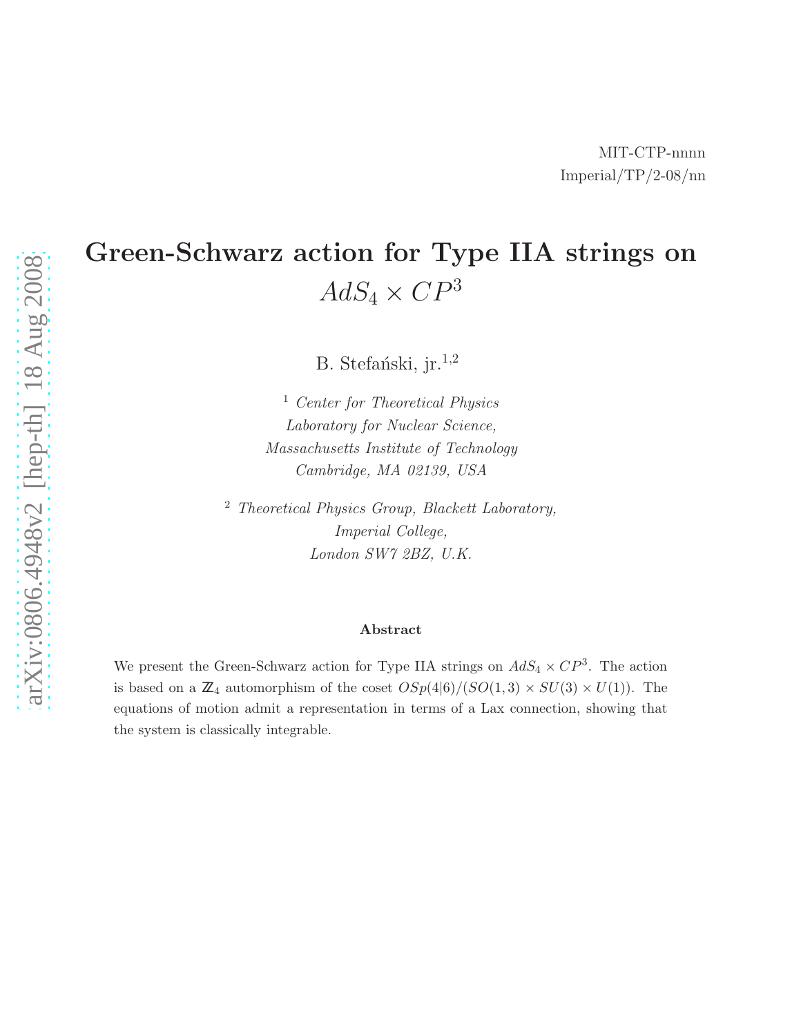MIT-CTP-nnnn
Imperial/TP/2-08/nn

# Green-Schwarz action for Type IIA strings on $AdS_4 \times CP^3$

B. Stefański, jr.[1,2]

[1] *Center for Theoretical Physics*
*Laboratory for Nuclear Science,*
*Massachusetts Institute of Technology*
*Cambridge, MA 02139, USA*

[2] *Theoretical Physics Group, Blackett Laboratory,*
*Imperial College,*
*London SW7 2BZ, U.K.*

## Abstract

We present the Green-Schwarz action for Type IIA strings on $AdS_4 \times CP^3$. The action is based on a $\mathbb{Z}_4$ automorphism of the coset $OSp(4|6)/(SO(1,3) \times SU(3) \times U(1))$. The equations of motion admit a representation in terms of a Lax connection, showing that the system is classically integrable.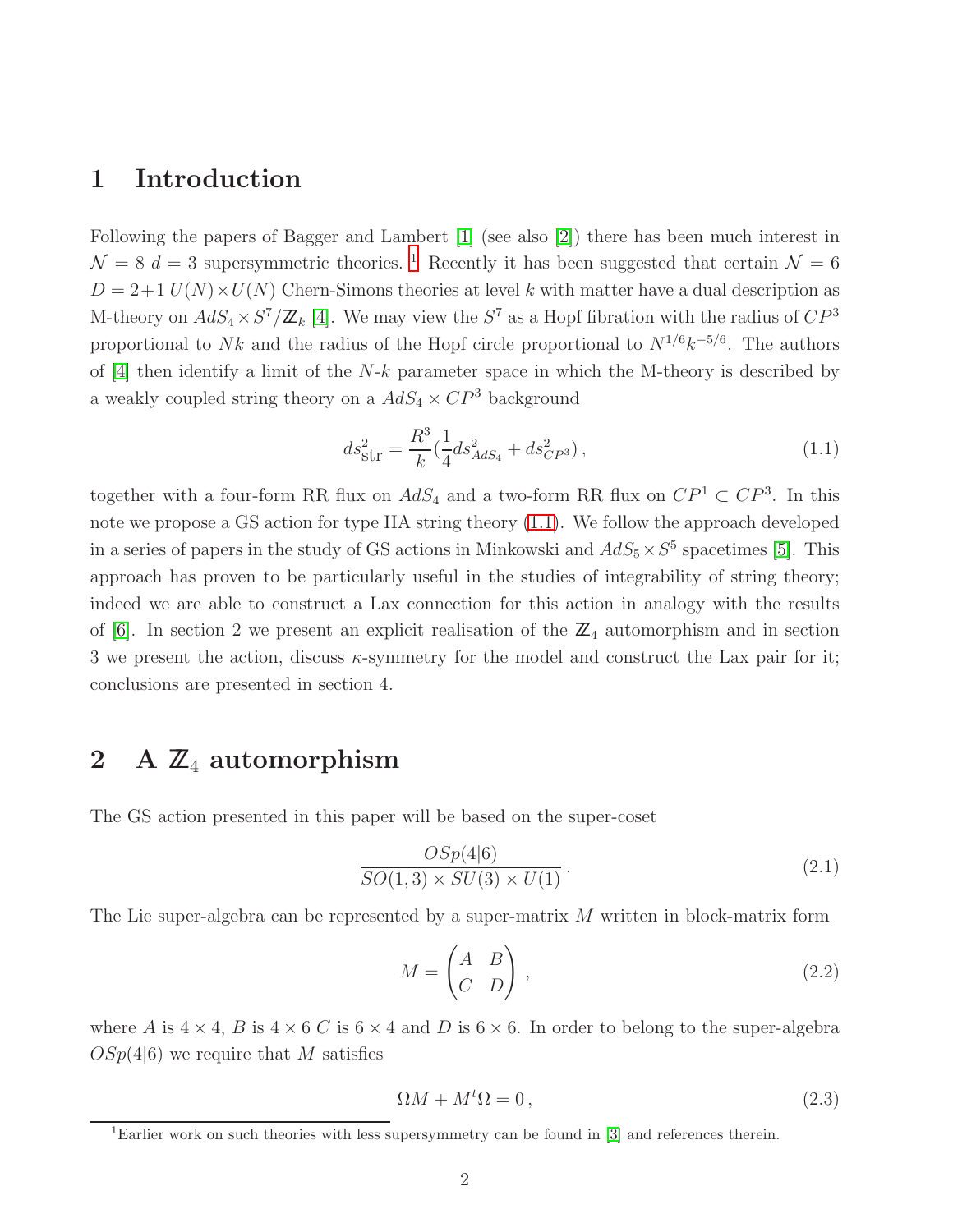# 1 Introduction

Following the papers of Bagger and Lambert [1] (see also [2]) there has been much interest in $\mathcal{N}=8$ $d=3$ supersymmetric theories. [1] Recently it has been suggested that certain $\mathcal{N}=6$ $D=2+1$ $U(N)\times U(N)$ Chern-Simons theories at level $k$ with matter have a dual description as M-theory on $AdS_4 \times S^7/\mathbb{Z}_k$ [4]. We may view the $S^7$ as a Hopf fibration with the radius of $CP^3$ proportional to $Nk$ and the radius of the Hopf circle proportional to $N^{1/6}k^{-5/6}$. The authors of [4] then identify a limit of the $N$-$k$ parameter space in which the M-theory is described by a weakly coupled string theory on a $AdS_4 \times CP^3$ background

$$ds^2_{\rm str} = \frac{R^3}{k}\left(\frac{1}{4}ds^2_{AdS_4} + ds^2_{CP^3}\right), \tag{1.1}$$

together with a four-form RR flux on $AdS_4$ and a two-form RR flux on $CP^1 \subset CP^3$. In this note we propose a GS action for type IIA string theory (1.1). We follow the approach developed in a series of papers in the study of GS actions in Minkowski and $AdS_5 \times S^5$ spacetimes [5]. This approach has proven to be particularly useful in the studies of integrability of string theory; indeed we are able to construct a Lax connection for this action in analogy with the results of [6]. In section 2 we present an explicit realisation of the $\mathbb{Z}_4$ automorphism and in section 3 we present the action, discuss $\kappa$-symmetry for the model and construct the Lax pair for it; conclusions are presented in section 4.

# 2 A $\mathbb{Z}_4$ automorphism

The GS action presented in this paper will be based on the super-coset

$$\frac{OSp(4|6)}{SO(1,3)\times SU(3)\times U(1)}\,. \tag{2.1}$$

The Lie super-algebra can be represented by a super-matrix $M$ written in block-matrix form

$$M = \begin{pmatrix} A & B \\ C & D \end{pmatrix}\,, \tag{2.2}$$

where $A$ is $4\times 4$, $B$ is $4\times 6$ $C$ is $6\times 4$ and $D$ is $6\times 6$. In order to belong to the super-algebra $OSp(4|6)$ we require that $M$ satisfies

$$\Omega M + M^t \Omega = 0\,, \tag{2.3}$$

[1] Earlier work on such theories with less supersymmetry can be found in [3] and references therein.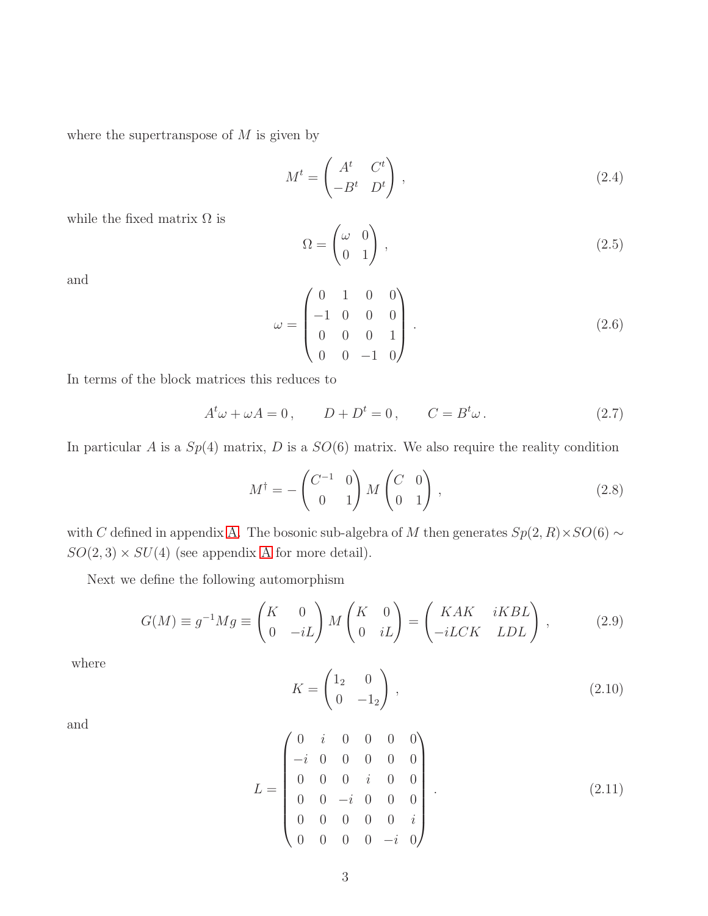where the supertranspose of $M$ is given by

$$M^t = \begin{pmatrix} A^t & C^t \\ -B^t & D^t \end{pmatrix} , \tag{2.4}$$

while the fixed matrix $\Omega$ is

$$\Omega = \begin{pmatrix} \omega & 0 \\ 0 & 1 \end{pmatrix} , \tag{2.5}$$

and

$$\omega = \begin{pmatrix} 0 & 1 & 0 & 0 \\ -1 & 0 & 0 & 0 \\ 0 & 0 & 0 & 1 \\ 0 & 0 & -1 & 0 \end{pmatrix} . \tag{2.6}$$

In terms of the block matrices this reduces to

$$A^t\omega + \omega A = 0 \,, \qquad D + D^t = 0 \,, \qquad C = B^t\omega \,. \tag{2.7}$$

In particular $A$ is a $Sp(4)$ matrix, $D$ is a $SO(6)$ matrix. We also require the reality condition

$$M^\dagger = -\begin{pmatrix} C^{-1} & 0 \\ 0 & 1 \end{pmatrix} M \begin{pmatrix} C & 0 \\ 0 & 1 \end{pmatrix} , \tag{2.8}$$

with $C$ defined in appendix A. The bosonic sub-algebra of $M$ then generates $Sp(2,R) \times SO(6) \sim SO(2,3) \times SU(4)$ (see appendix A for more detail).

Next we define the following automorphism

$$G(M) \equiv g^{-1}Mg \equiv \begin{pmatrix} K & 0 \\ 0 & -iL \end{pmatrix} M \begin{pmatrix} K & 0 \\ 0 & iL \end{pmatrix} = \begin{pmatrix} KAK & iKBL \\ -iLCK & LDL \end{pmatrix} , \tag{2.9}$$

where

$$K = \begin{pmatrix} 1_2 & 0 \\ 0 & -1_2 \end{pmatrix} , \tag{2.10}$$

and

$$L = \begin{pmatrix} 0 & i & 0 & 0 & 0 & 0 \\ -i & 0 & 0 & 0 & 0 & 0 \\ 0 & 0 & 0 & i & 0 & 0 \\ 0 & 0 & -i & 0 & 0 & 0 \\ 0 & 0 & 0 & 0 & 0 & i \\ 0 & 0 & 0 & 0 & -i & 0 \end{pmatrix} . \tag{2.11}$$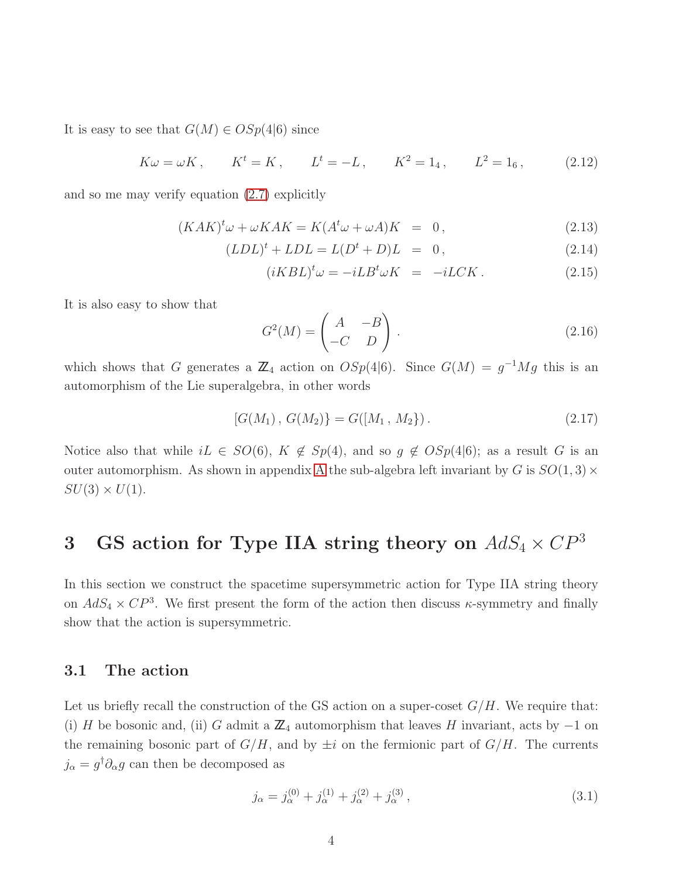It is easy to see that $G(M) \in OSp(4|6)$ since

$$K\omega = \omega K\,, \qquad K^t = K\,, \qquad L^t = -L\,, \qquad K^2 = 1_4\,, \qquad L^2 = 1_6\,, \tag{2.12}$$

and so me may verify equation (2.7) explicitly

$$(KAK)^t\omega + \omega KAK = K(A^t\omega + \omega A)K \;=\; 0\,, \tag{2.13}$$

$$(LDL)^t + LDL = L(D^t + D)L \;=\; 0\,, \tag{2.14}$$

$$(iKBL)^t\omega = -iLB^t\omega K \;=\; -iLCK\,. \tag{2.15}$$

It is also easy to show that

$$G^2(M) = \begin{pmatrix} A & -B \\ -C & D \end{pmatrix}\,. \tag{2.16}$$

which shows that $G$ generates a $\mathbb{Z}_4$ action on $OSp(4|6)$. Since $G(M) = g^{-1}Mg$ this is an automorphism of the Lie superalgebra, in other words

$$[G(M_1)\,,\, G(M_2)\} = G([M_1\,,\, M_2\})\,. \tag{2.17}$$

Notice also that while $iL \in SO(6)$, $K \notin Sp(4)$, and so $g \notin OSp(4|6)$; as a result $G$ is an outer automorphism. As shown in appendix A the sub-algebra left invariant by $G$ is $SO(1,3) \times SU(3) \times U(1)$.

# 3 GS action for Type IIA string theory on $AdS_4 \times CP^3$

In this section we construct the spacetime supersymmetric action for Type IIA string theory on $AdS_4 \times CP^3$. We first present the form of the action then discuss $\kappa$-symmetry and finally show that the action is supersymmetric.

## 3.1 The action

Let us briefly recall the construction of the GS action on a super-coset $G/H$. We require that: (i) $H$ be bosonic and, (ii) $G$ admit a $\mathbb{Z}_4$ automorphism that leaves $H$ invariant, acts by $-1$ on the remaining bosonic part of $G/H$, and by $\pm i$ on the fermionic part of $G/H$. The currents $j_\alpha = g^\dagger\partial_\alpha g$ can then be decomposed as

$$j_\alpha = j_\alpha^{(0)} + j_\alpha^{(1)} + j_\alpha^{(2)} + j_\alpha^{(3)}\,, \tag{3.1}$$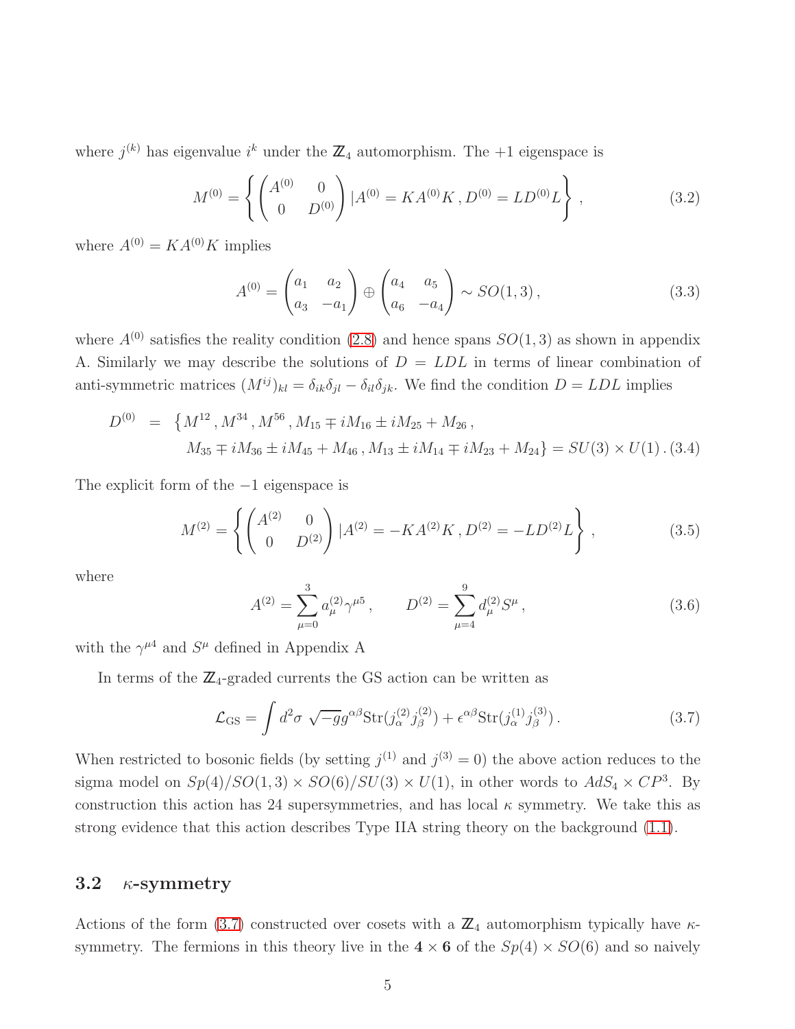where $j^{(k)}$ has eigenvalue $i^k$ under the $\mathbb{Z}_4$ automorphism. The +1 eigenspace is

$$M^{(0)} = \left\{ \begin{pmatrix} A^{(0)} & 0 \\ 0 & D^{(0)} \end{pmatrix} | A^{(0)} = KA^{(0)}K \, , D^{(0)} = LD^{(0)}L \right\} , \tag{3.2}$$

where $A^{(0)} = KA^{(0)}K$ implies

$$A^{(0)} = \begin{pmatrix} a_1 & a_2 \\ a_3 & -a_1 \end{pmatrix} \oplus \begin{pmatrix} a_4 & a_5 \\ a_6 & -a_4 \end{pmatrix} \sim SO(1,3) \, , \tag{3.3}$$

where $A^{(0)}$ satisfies the reality condition (2.8) and hence spans $SO(1,3)$ as shown in appendix A. Similarly we may describe the solutions of $D = LDL$ in terms of linear combination of anti-symmetric matrices $(M^{ij})_{kl} = \delta_{ik}\delta_{jl} - \delta_{il}\delta_{jk}$. We find the condition $D = LDL$ implies

$$\begin{aligned} D^{(0)} \;\; &= \;\; \{ M^{12} , M^{34} , M^{56} , M_{15} \mp iM_{16} \pm iM_{25} + M_{26} \, , \\ & \quad M_{35} \mp iM_{36} \pm iM_{45} + M_{46} \, , M_{13} \pm iM_{14} \mp iM_{23} + M_{24} \} = SU(3) \times U(1) \, . \end{aligned} \tag{3.4}$$

The explicit form of the $-1$ eigenspace is

$$M^{(2)} = \left\{ \begin{pmatrix} A^{(2)} & 0 \\ 0 & D^{(2)} \end{pmatrix} | A^{(2)} = -KA^{(2)}K \, , D^{(2)} = -LD^{(2)}L \right\} , \tag{3.5}$$

where

$$A^{(2)} = \sum_{\mu=0}^{3} a_\mu^{(2)} \gamma^{\mu 5} \, , \qquad D^{(2)} = \sum_{\mu=4}^{9} d_\mu^{(2)} S^\mu \, , \tag{3.6}$$

with the $\gamma^{\mu 4}$ and $S^\mu$ defined in Appendix A

In terms of the $\mathbb{Z}_4$-graded currents the GS action can be written as

$$\mathcal{L}_{\rm GS} = \int d^2\sigma \, \sqrt{-g} g^{\alpha\beta} {\rm Str}(j_\alpha^{(2)} j_\beta^{(2)}) + \epsilon^{\alpha\beta} {\rm Str}(j_\alpha^{(1)} j_\beta^{(3)}) \, . \tag{3.7}$$

When restricted to bosonic fields (by setting $j^{(1)}$ and $j^{(3)} = 0$) the above action reduces to the sigma model on $Sp(4)/SO(1,3) \times SO(6)/SU(3) \times U(1)$, in other words to $AdS_4 \times CP^3$. By construction this action has 24 supersymmetries, and has local $\kappa$ symmetry. We take this as strong evidence that this action describes Type IIA string theory on the background (1.1).

## 3.2 $\kappa$-symmetry

Actions of the form (3.7) constructed over cosets with a $\mathbb{Z}_4$ automorphism typically have $\kappa$-symmetry. The fermions in this theory live in the $\mathbf{4} \times \mathbf{6}$ of the $Sp(4) \times SO(6)$ and so naively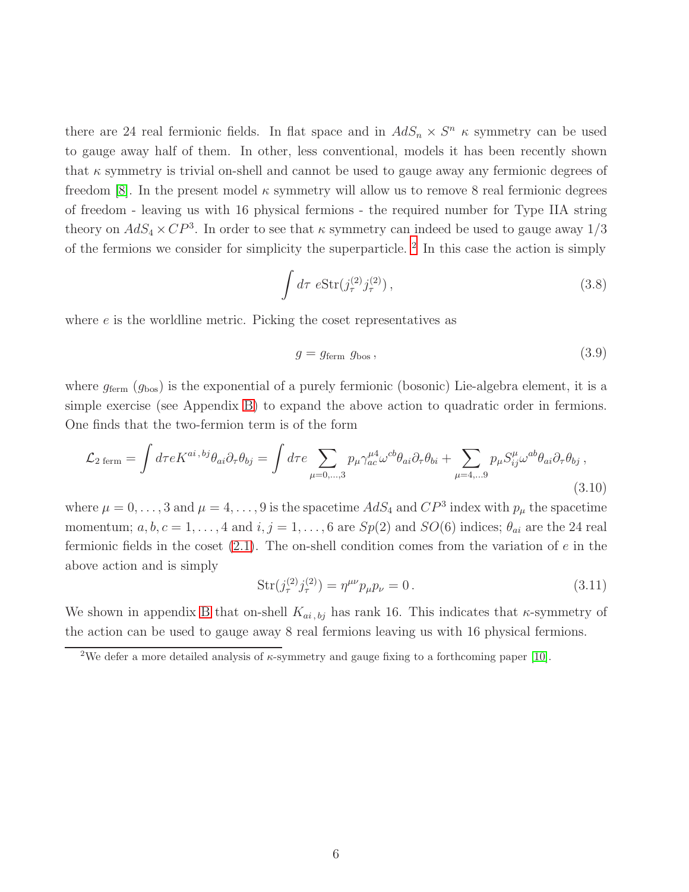there are 24 real fermionic fields. In flat space and in $AdS_n \times S^n$ $\kappa$ symmetry can be used to gauge away half of them. In other, less conventional, models it has been recently shown that $\kappa$ symmetry is trivial on-shell and cannot be used to gauge away any fermionic degrees of freedom [8]. In the present model $\kappa$ symmetry will allow us to remove 8 real fermionic degrees of freedom - leaving us with 16 physical fermions - the required number for Type IIA string theory on $AdS_4 \times CP^3$. In order to see that $\kappa$ symmetry can indeed be used to gauge away 1/3 of the fermions we consider for simplicity the superparticle. [2] In this case the action is simply

$$\int d\tau \; e\mathrm{Str}(j_\tau^{(2)} j_\tau^{(2)}) \,, \tag{3.8}$$

where $e$ is the worldline metric. Picking the coset representatives as

$$g = g_{\rm ferm} \; g_{\rm bos} \,, \tag{3.9}$$

where $g_{\rm ferm}$ ($g_{\rm bos}$) is the exponential of a purely fermionic (bosonic) Lie-algebra element, it is a simple exercise (see Appendix B) to expand the above action to quadratic order in fermions. One finds that the two-fermion term is of the form

$$\mathcal{L}_{2\text{ ferm}} = \int d\tau e K^{ai\,,bj} \theta_{ai} \partial_\tau \theta_{bj} = \int d\tau e \sum_{\mu=0,\ldots,3} p_\mu \gamma^{\mu 4}_{ac} \omega^{cb} \theta_{ai} \partial_\tau \theta_{bi} + \sum_{\mu=4,\ldots 9} p_\mu S^\mu_{ij} \omega^{ab} \theta_{ai} \partial_\tau \theta_{bj} \,, \tag{3.10}$$

where $\mu = 0, \ldots, 3$ and $\mu = 4, \ldots, 9$ is the spacetime $AdS_4$ and $CP^3$ index with $p_\mu$ the spacetime momentum; $a, b, c = 1, \ldots, 4$ and $i, j = 1, \ldots, 6$ are $Sp(2)$ and $SO(6)$ indices; $\theta_{ai}$ are the 24 real fermionic fields in the coset (2.1). The on-shell condition comes from the variation of $e$ in the above action and is simply

$$\mathrm{Str}(j_\tau^{(2)} j_\tau^{(2)}) = \eta^{\mu\nu} p_\mu p_\nu = 0 \,. \tag{3.11}$$

We shown in appendix B that on-shell $K_{ai\,,bj}$ has rank 16. This indicates that $\kappa$-symmetry of the action can be used to gauge away 8 real fermions leaving us with 16 physical fermions.

[2] We defer a more detailed analysis of $\kappa$-symmetry and gauge fixing to a forthcoming paper [10].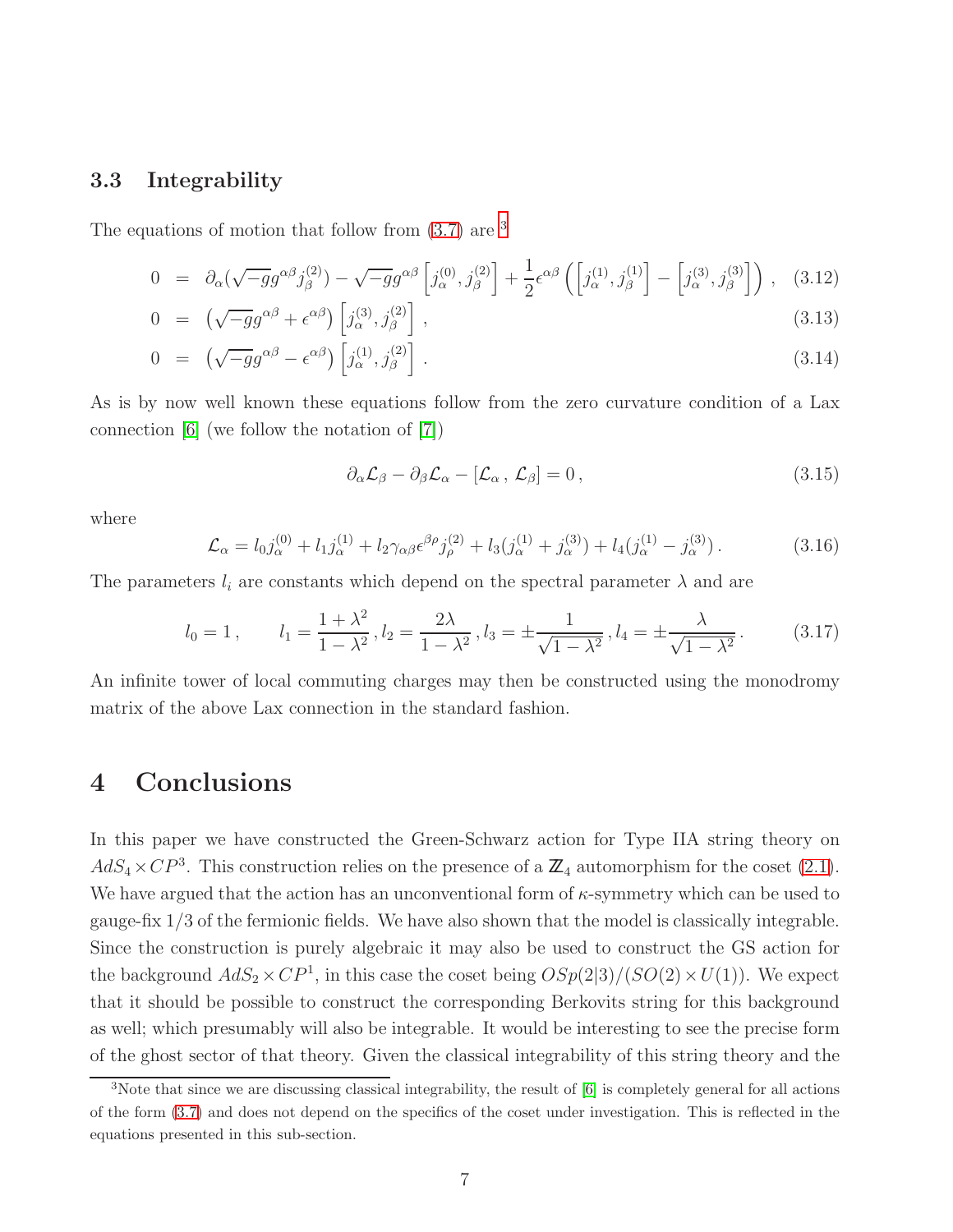### 3.3 Integrability

The equations of motion that follow from (3.7) are [3]

$$
\begin{aligned}
0 &= \partial_\alpha(\sqrt{-g}g^{\alpha\beta}j^{(2)}_\beta) - \sqrt{-g}g^{\alpha\beta}\left[j^{(0)}_\alpha, j^{(2)}_\beta\right] + \frac{1}{2}\epsilon^{\alpha\beta}\left(\left[j^{(1)}_\alpha, j^{(1)}_\beta\right] - \left[j^{(3)}_\alpha, j^{(3)}_\beta\right]\right), \quad (3.12)\\
0 &= \left(\sqrt{-g}g^{\alpha\beta} + \epsilon^{\alpha\beta}\right)\left[j^{(3)}_\alpha, j^{(2)}_\beta\right], \quad (3.13)\\
0 &= \left(\sqrt{-g}g^{\alpha\beta} - \epsilon^{\alpha\beta}\right)\left[j^{(1)}_\alpha, j^{(2)}_\beta\right]. \quad (3.14)
\end{aligned}
$$

As is by now well known these equations follow from the zero curvature condition of a Lax connection [6] (we follow the notation of [7])

$$
\partial_\alpha \mathcal{L}_\beta - \partial_\beta \mathcal{L}_\alpha - [\mathcal{L}_\alpha\,,\,\mathcal{L}_\beta] = 0\,, \tag{3.15}
$$

where

$$
\mathcal{L}_\alpha = l_0 j^{(0)}_\alpha + l_1 j^{(1)}_\alpha + l_2 \gamma_{\alpha\beta}\epsilon^{\beta\rho} j^{(2)}_\rho + l_3(j^{(1)}_\alpha + j^{(3)}_\alpha) + l_4(j^{(1)}_\alpha - j^{(3)}_\alpha)\,. \tag{3.16}
$$

The parameters $l_i$ are constants which depend on the spectral parameter $\lambda$ and are

$$
l_0 = 1\,, \qquad l_1 = \frac{1+\lambda^2}{1-\lambda^2}\,, l_2 = \frac{2\lambda}{1-\lambda^2}\,, l_3 = \pm\frac{1}{\sqrt{1-\lambda^2}}\,, l_4 = \pm\frac{\lambda}{\sqrt{1-\lambda^2}}\,. \tag{3.17}
$$

An infinite tower of local commuting charges may then be constructed using the monodromy matrix of the above Lax connection in the standard fashion.

# 4 Conclusions

In this paper we have constructed the Green-Schwarz action for Type IIA string theory on $AdS_4 \times CP^3$. This construction relies on the presence of a $\mathbb{Z}_4$ automorphism for the coset (2.1). We have argued that the action has an unconventional form of $\kappa$-symmetry which can be used to gauge-fix 1/3 of the fermionic fields. We have also shown that the model is classically integrable. Since the construction is purely algebraic it may also be used to construct the GS action for the background $AdS_2 \times CP^1$, in this case the coset being $OSp(2|3)/(SO(2) \times U(1))$. We expect that it should be possible to construct the corresponding Berkovits string for this background as well; which presumably will also be integrable. It would be interesting to see the precise form of the ghost sector of that theory. Given the classical integrability of this string theory and the

[3] Note that since we are discussing classical integrability, the result of [6] is completely general for all actions of the form (3.7) and does not depend on the specifics of the coset under investigation. This is reflected in the equations presented in this sub-section.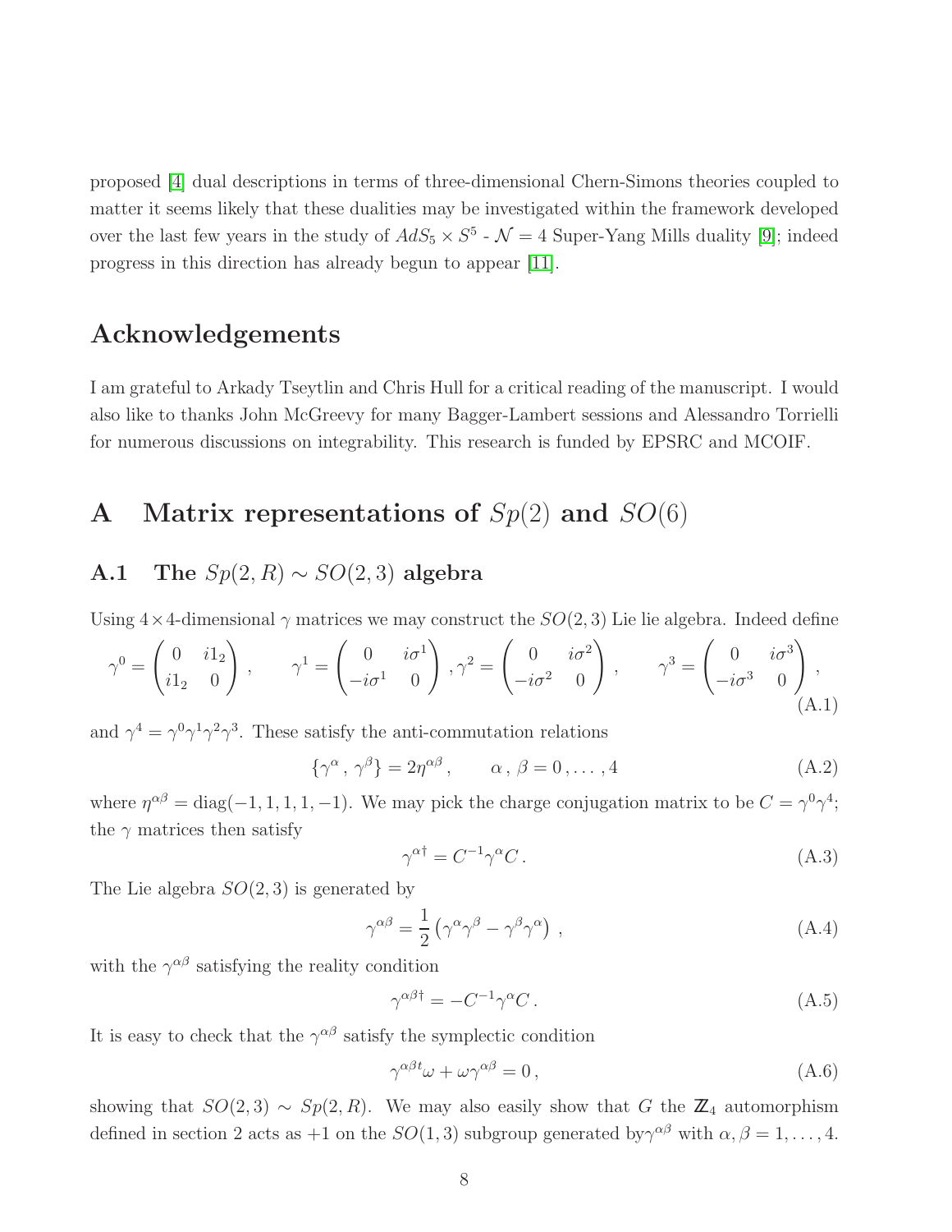proposed [4] dual descriptions in terms of three-dimensional Chern-Simons theories coupled to matter it seems likely that these dualities may be investigated within the framework developed over the last few years in the study of $AdS_5 \times S^5$ - $\mathcal{N} = 4$ Super-Yang Mills duality [9]; indeed progress in this direction has already begun to appear [11].

## Acknowledgements

I am grateful to Arkady Tseytlin and Chris Hull for a critical reading of the manuscript. I would also like to thanks John McGreevy for many Bagger-Lambert sessions and Alessandro Torrielli for numerous discussions on integrability. This research is funded by EPSRC and MCOIF.

# A Matrix representations of $Sp(2)$ and $SO(6)$

## A.1 The $Sp(2,R) \sim SO(2,3)$ algebra

Using $4\times 4$-dimensional $\gamma$ matrices we may construct the $SO(2,3)$ Lie lie algebra. Indeed define

$$\gamma^0 = \begin{pmatrix} 0 & i1_2 \\ i1_2 & 0 \end{pmatrix}, \qquad \gamma^1 = \begin{pmatrix} 0 & i\sigma^1 \\ -i\sigma^1 & 0 \end{pmatrix}, \gamma^2 = \begin{pmatrix} 0 & i\sigma^2 \\ -i\sigma^2 & 0 \end{pmatrix}, \qquad \gamma^3 = \begin{pmatrix} 0 & i\sigma^3 \\ -i\sigma^3 & 0 \end{pmatrix}, \tag{A.1}$$

and $\gamma^4 = \gamma^0\gamma^1\gamma^2\gamma^3$. These satisfy the anti-commutation relations

$$\{\gamma^\alpha\,,\,\gamma^\beta\} = 2\eta^{\alpha\beta}\,, \qquad \alpha\,,\,\beta = 0\,,\ldots\,,4 \tag{A.2}$$

where $\eta^{\alpha\beta} = \text{diag}(-1,1,1,1,-1)$. We may pick the charge conjugation matrix to be $C = \gamma^0\gamma^4$; the $\gamma$ matrices then satisfy

$$\gamma^{\alpha\dagger} = C^{-1}\gamma^\alpha C\,. \tag{A.3}$$

The Lie algebra $SO(2,3)$ is generated by

$$\gamma^{\alpha\beta} = \frac{1}{2}\left(\gamma^\alpha\gamma^\beta - \gamma^\beta\gamma^\alpha\right)\,, \tag{A.4}$$

with the $\gamma^{\alpha\beta}$ satisfying the reality condition

$$\gamma^{\alpha\beta\dagger} = -C^{-1}\gamma^\alpha C\,. \tag{A.5}$$

It is easy to check that the $\gamma^{\alpha\beta}$ satisfy the symplectic condition

$$\gamma^{\alpha\beta t}\omega + \omega\gamma^{\alpha\beta} = 0\,, \tag{A.6}$$

showing that $SO(2,3) \sim Sp(2,R)$. We may also easily show that $G$ the $\mathbb{Z}_4$ automorphism defined in section 2 acts as $+1$ on the $SO(1,3)$ subgroup generated by$\gamma^{\alpha\beta}$ with $\alpha, \beta = 1, \ldots, 4$.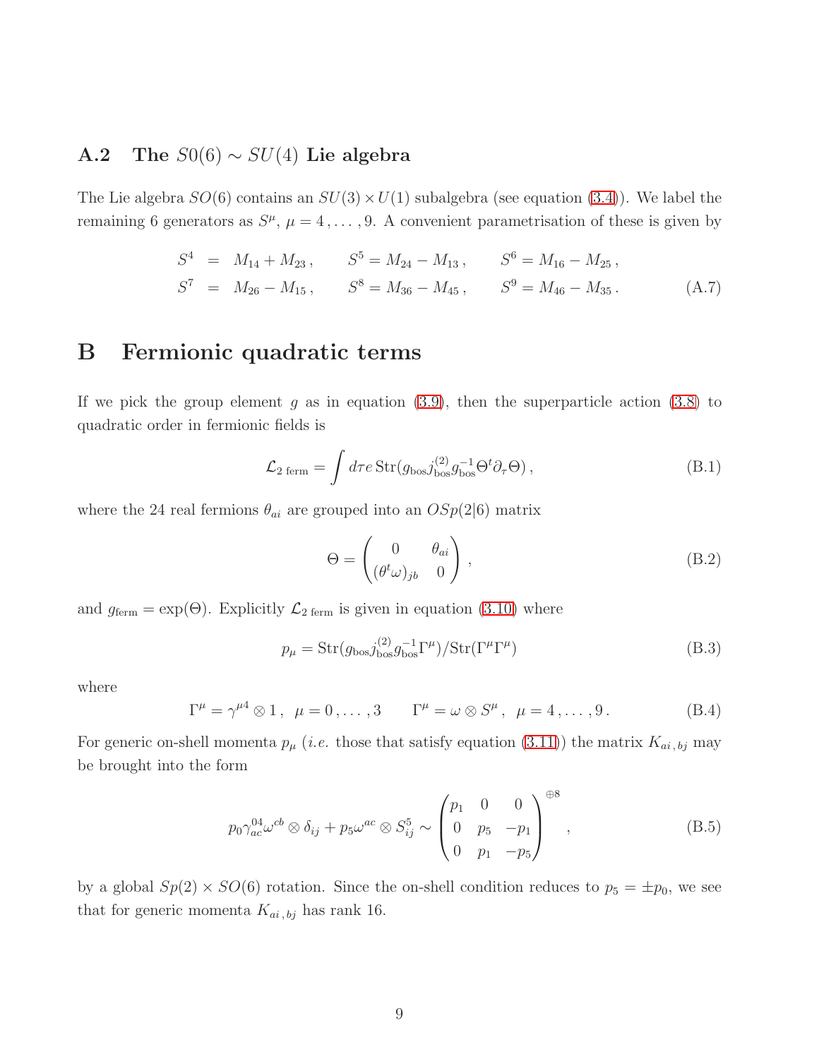## A.2 The $S0(6) \sim SU(4)$ Lie algebra

The Lie algebra $SO(6)$ contains an $SU(3) \times U(1)$ subalgebra (see equation (3.4)). We label the remaining 6 generators as $S^\mu$, $\mu = 4, \ldots, 9$. A convenient parametrisation of these is given by

$$
\begin{aligned}
S^4 &= M_{14} + M_{23}\,, \qquad S^5 = M_{24} - M_{13}\,, \qquad S^6 = M_{16} - M_{25}\,, \\
S^7 &= M_{26} - M_{15}\,, \qquad S^8 = M_{36} - M_{45}\,, \qquad S^9 = M_{46} - M_{35}\,.
\end{aligned}
\tag{A.7}
$$

# B Fermionic quadratic terms

If we pick the group element $g$ as in equation (3.9), then the superparticle action (3.8) to quadratic order in fermionic fields is

$$
\mathcal{L}_{2\text{ ferm}} = \int d\tau e \, \mathrm{Str}(g_{\text{bos}} j^{(2)}_{\text{bos}} g^{-1}_{\text{bos}} \Theta^t \partial_\tau \Theta)\,,
\tag{B.1}
$$

where the 24 real fermions $\theta_{ai}$ are grouped into an $OSp(2|6)$ matrix

$$
\Theta = \begin{pmatrix} 0 & \theta_{ai} \\ (\theta^t \omega)_{jb} & 0 \end{pmatrix}\,,
\tag{B.2}
$$

and $g_{\text{ferm}} = \exp(\Theta)$. Explicitly $\mathcal{L}_{2\text{ ferm}}$ is given in equation (3.10) where

$$
p_\mu = \mathrm{Str}(g_{\text{bos}} j^{(2)}_{\text{bos}} g^{-1}_{\text{bos}} \Gamma^\mu)/\mathrm{Str}(\Gamma^\mu \Gamma^\mu)
\tag{B.3}
$$

where

$$
\Gamma^\mu = \gamma^{\mu 4} \otimes 1\,, \;\; \mu = 0, \ldots, 3 \qquad \Gamma^\mu = \omega \otimes S^\mu\,, \;\; \mu = 4, \ldots, 9\,.
\tag{B.4}
$$

For generic on-shell momenta $p_\mu$ (*i.e.* those that satisfy equation (3.11)) the matrix $K_{ai\,,\,bj}$ may be brought into the form

$$
p_0 \gamma^{04}_{ac} \omega^{cb} \otimes \delta_{ij} + p_5 \omega^{ac} \otimes S^5_{ij} \sim \begin{pmatrix} p_1 & 0 & 0 \\ 0 & p_5 & -p_1 \\ 0 & p_1 & -p_5 \end{pmatrix}^{\oplus 8}\,,
\tag{B.5}
$$

by a global $Sp(2) \times SO(6)$ rotation. Since the on-shell condition reduces to $p_5 = \pm p_0$, we see that for generic momenta $K_{ai\,,\,bj}$ has rank 16.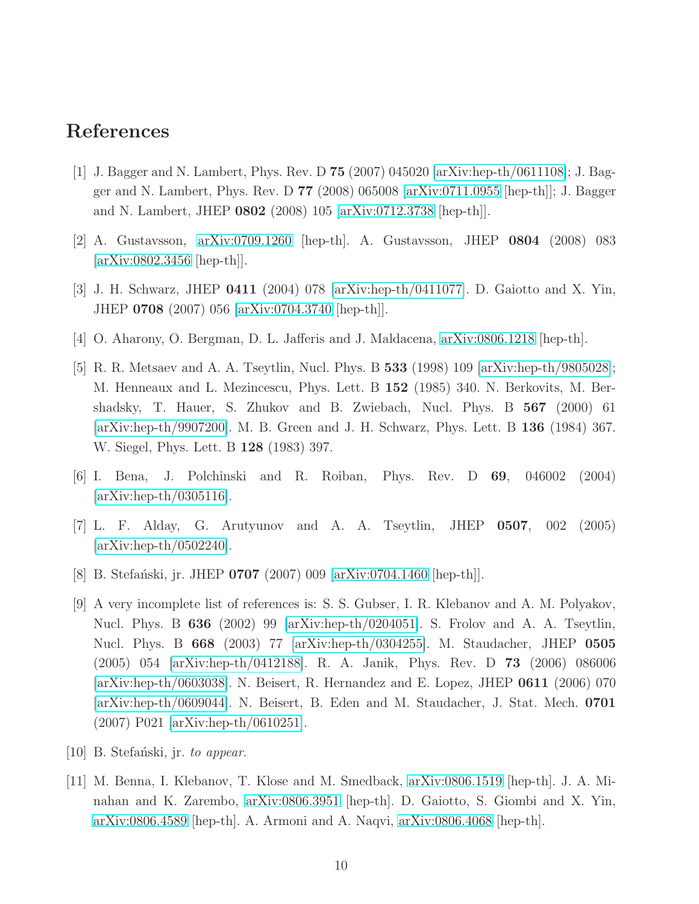# References

[1] J. Bagger and N. Lambert, Phys. Rev. D **75** (2007) 045020 [arXiv:hep-th/0611108]; J. Bagger and N. Lambert, Phys. Rev. D **77** (2008) 065008 [arXiv:0711.0955 [hep-th]]; J. Bagger and N. Lambert, JHEP **0802** (2008) 105 [arXiv:0712.3738 [hep-th]].

[2] A. Gustavsson, arXiv:0709.1260 [hep-th]. A. Gustavsson, JHEP **0804** (2008) 083 [arXiv:0802.3456 [hep-th]].

[3] J. H. Schwarz, JHEP **0411** (2004) 078 [arXiv:hep-th/0411077]. D. Gaiotto and X. Yin, JHEP **0708** (2007) 056 [arXiv:0704.3740 [hep-th]].

[4] O. Aharony, O. Bergman, D. L. Jafferis and J. Maldacena, arXiv:0806.1218 [hep-th].

[5] R. R. Metsaev and A. A. Tseytlin, Nucl. Phys. B **533** (1998) 109 [arXiv:hep-th/9805028]; M. Henneaux and L. Mezincescu, Phys. Lett. B **152** (1985) 340. N. Berkovits, M. Bershadsky, T. Hauer, S. Zhukov and B. Zwiebach, Nucl. Phys. B **567** (2000) 61 [arXiv:hep-th/9907200]. M. B. Green and J. H. Schwarz, Phys. Lett. B **136** (1984) 367. W. Siegel, Phys. Lett. B **128** (1983) 397.

[6] I. Bena, J. Polchinski and R. Roiban, Phys. Rev. D **69**, 046002 (2004) [arXiv:hep-th/0305116].

[7] L. F. Alday, G. Arutyunov and A. A. Tseytlin, JHEP **0507**, 002 (2005) [arXiv:hep-th/0502240].

[8] B. Stefański, jr. JHEP **0707** (2007) 009 [arXiv:0704.1460 [hep-th]].

[9] A very incomplete list of references is: S. S. Gubser, I. R. Klebanov and A. M. Polyakov, Nucl. Phys. B **636** (2002) 99 [arXiv:hep-th/0204051]. S. Frolov and A. A. Tseytlin, Nucl. Phys. B **668** (2003) 77 [arXiv:hep-th/0304255]. M. Staudacher, JHEP **0505** (2005) 054 [arXiv:hep-th/0412188]. R. A. Janik, Phys. Rev. D **73** (2006) 086006 [arXiv:hep-th/0603038]. N. Beisert, R. Hernandez and E. Lopez, JHEP **0611** (2006) 070 [arXiv:hep-th/0609044]. N. Beisert, B. Eden and M. Staudacher, J. Stat. Mech. **0701** (2007) P021 [arXiv:hep-th/0610251].

[10] B. Stefański, jr. *to appear*.

[11] M. Benna, I. Klebanov, T. Klose and M. Smedback, arXiv:0806.1519 [hep-th]. J. A. Minahan and K. Zarembo, arXiv:0806.3951 [hep-th]. D. Gaiotto, S. Giombi and X. Yin, arXiv:0806.4589 [hep-th]. A. Armoni and A. Naqvi, arXiv:0806.4068 [hep-th].